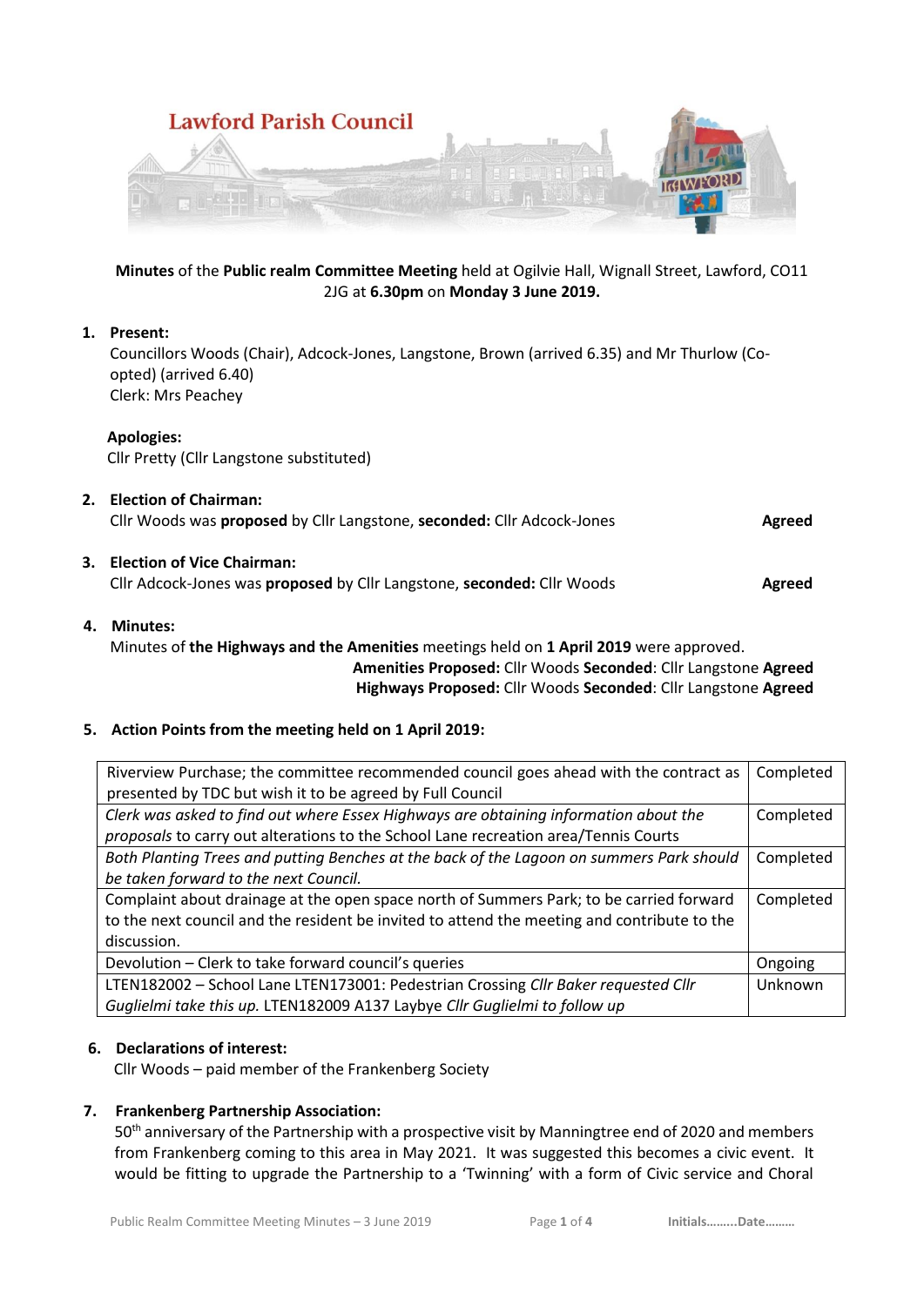Lawford Parish Council

**Minutes** of the **Public realm Committee Meeting** held at Ogilvie Hall, Wignall Street, Lawford, CO11 2JG at **6.30pm** on **Monday 3 June 2019.**

1. **Present:**
   Councillors Woods (Chair), Adcock-Jones, Langstone, Brown (arrived 6.35) and Mr Thurlow (Co-opted) (arrived 6.40)
   Clerk: Mrs Peachey

   **Apologies:**
   Cllr Pretty (Cllr Langstone substituted)

2. **Election of Chairman:**
   Cllr Woods was **proposed** by Cllr Langstone, **seconded:** Cllr Adcock-Jones **Agreed**

3. **Election of Vice Chairman:**
   Cllr Adcock-Jones was **proposed** by Cllr Langstone, **seconded:** Cllr Woods **Agreed**

4. **Minutes:**
   Minutes of **the Highways and the Amenities** meetings held on **1 April 2019** were approved.
   **Amenities Proposed:** Cllr Woods **Seconded**: Cllr Langstone **Agreed**
   **Highways Proposed:** Cllr Woods **Seconded**: Cllr Langstone **Agreed**

5. **Action Points from the meeting held on 1 April 2019:**

| | |
|---|---|
| Riverview Purchase; the committee recommended council goes ahead with the contract as presented by TDC but wish it to be agreed by Full Council | Completed |
| *Clerk was asked to find out where Essex Highways are obtaining information about the proposals* to carry out alterations to the School Lane recreation area/Tennis Courts | Completed |
| *Both Planting Trees and putting Benches at the back of the Lagoon on summers Park should be taken forward to the next Council.* | Completed |
| Complaint about drainage at the open space north of Summers Park; to be carried forward to the next council and the resident be invited to attend the meeting and contribute to the discussion. | Completed |
| Devolution – Clerk to take forward council's queries | Ongoing |
| LTEN182002 – School Lane LTEN173001: Pedestrian Crossing *Cllr Baker requested Cllr Guglielmi take this up.* LTEN182009 A137 Laybye *Cllr Guglielmi to follow up* | Unknown |

6. **Declarations of interest:**
   Cllr Woods – paid member of the Frankenberg Society

7. **Frankenberg Partnership Association:**
   50th anniversary of the Partnership with a prospective visit by Manningtree end of 2020 and members from Frankenberg coming to this area in May 2021. It was suggested this becomes a civic event. It would be fitting to upgrade the Partnership to a 'Twinning' with a form of Civic service and Choral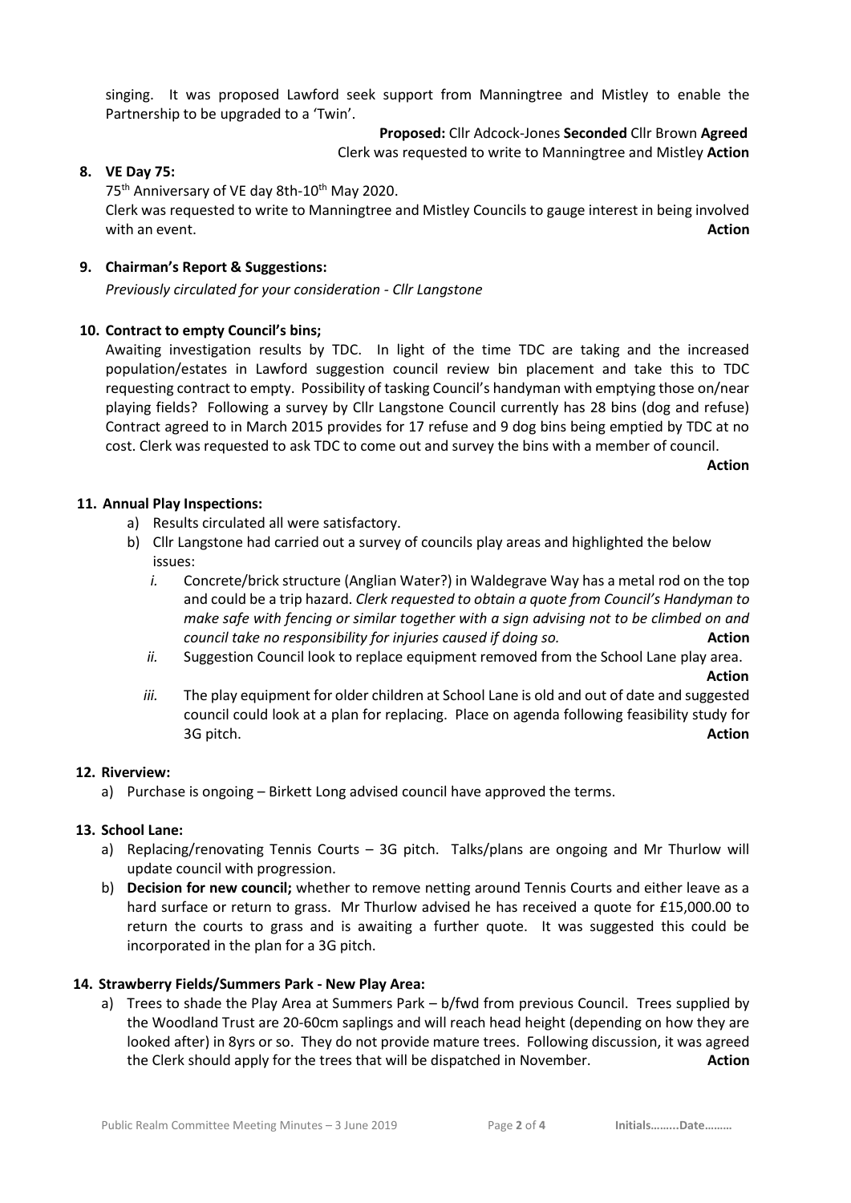singing. It was proposed Lawford seek support from Manningtree and Mistley to enable the Partnership to be upgraded to a 'Twin'.

**Proposed:** Cllr Adcock-Jones **Seconded** Cllr Brown **Agreed**
Clerk was requested to write to Manningtree and Mistley **Action**

**8. VE Day 75:**

75th Anniversary of VE day 8th-10th May 2020.
Clerk was requested to write to Manningtree and Mistley Councils to gauge interest in being involved with an event. **Action**

**9. Chairman's Report & Suggestions:**

*Previously circulated for your consideration - Cllr Langstone*

**10. Contract to empty Council's bins;**

Awaiting investigation results by TDC. In light of the time TDC are taking and the increased population/estates in Lawford suggestion council review bin placement and take this to TDC requesting contract to empty. Possibility of tasking Council's handyman with emptying those on/near playing fields? Following a survey by Cllr Langstone Council currently has 28 bins (dog and refuse) Contract agreed to in March 2015 provides for 17 refuse and 9 dog bins being emptied by TDC at no cost. Clerk was requested to ask TDC to come out and survey the bins with a member of council.
**Action**

**11. Annual Play Inspections:**

a) Results circulated all were satisfactory.
b) Cllr Langstone had carried out a survey of councils play areas and highlighted the below issues:
   *i.* Concrete/brick structure (Anglian Water?) in Waldegrave Way has a metal rod on the top and could be a trip hazard. *Clerk requested to obtain a quote from Council's Handyman to make safe with fencing or similar together with a sign advising not to be climbed on and council take no responsibility for injuries caused if doing so.* **Action**
   *ii.* Suggestion Council look to replace equipment removed from the School Lane play area. **Action**
   *iii.* The play equipment for older children at School Lane is old and out of date and suggested council could look at a plan for replacing. Place on agenda following feasibility study for 3G pitch. **Action**

**12. Riverview:**

a) Purchase is ongoing – Birkett Long advised council have approved the terms.

**13. School Lane:**

a) Replacing/renovating Tennis Courts – 3G pitch. Talks/plans are ongoing and Mr Thurlow will update council with progression.
b) **Decision for new council;** whether to remove netting around Tennis Courts and either leave as a hard surface or return to grass. Mr Thurlow advised he has received a quote for £15,000.00 to return the courts to grass and is awaiting a further quote. It was suggested this could be incorporated in the plan for a 3G pitch.

**14. Strawberry Fields/Summers Park - New Play Area:**

a) Trees to shade the Play Area at Summers Park – b/fwd from previous Council. Trees supplied by the Woodland Trust are 20-60cm saplings and will reach head height (depending on how they are looked after) in 8yrs or so. They do not provide mature trees. Following discussion, it was agreed the Clerk should apply for the trees that will be dispatched in November. **Action**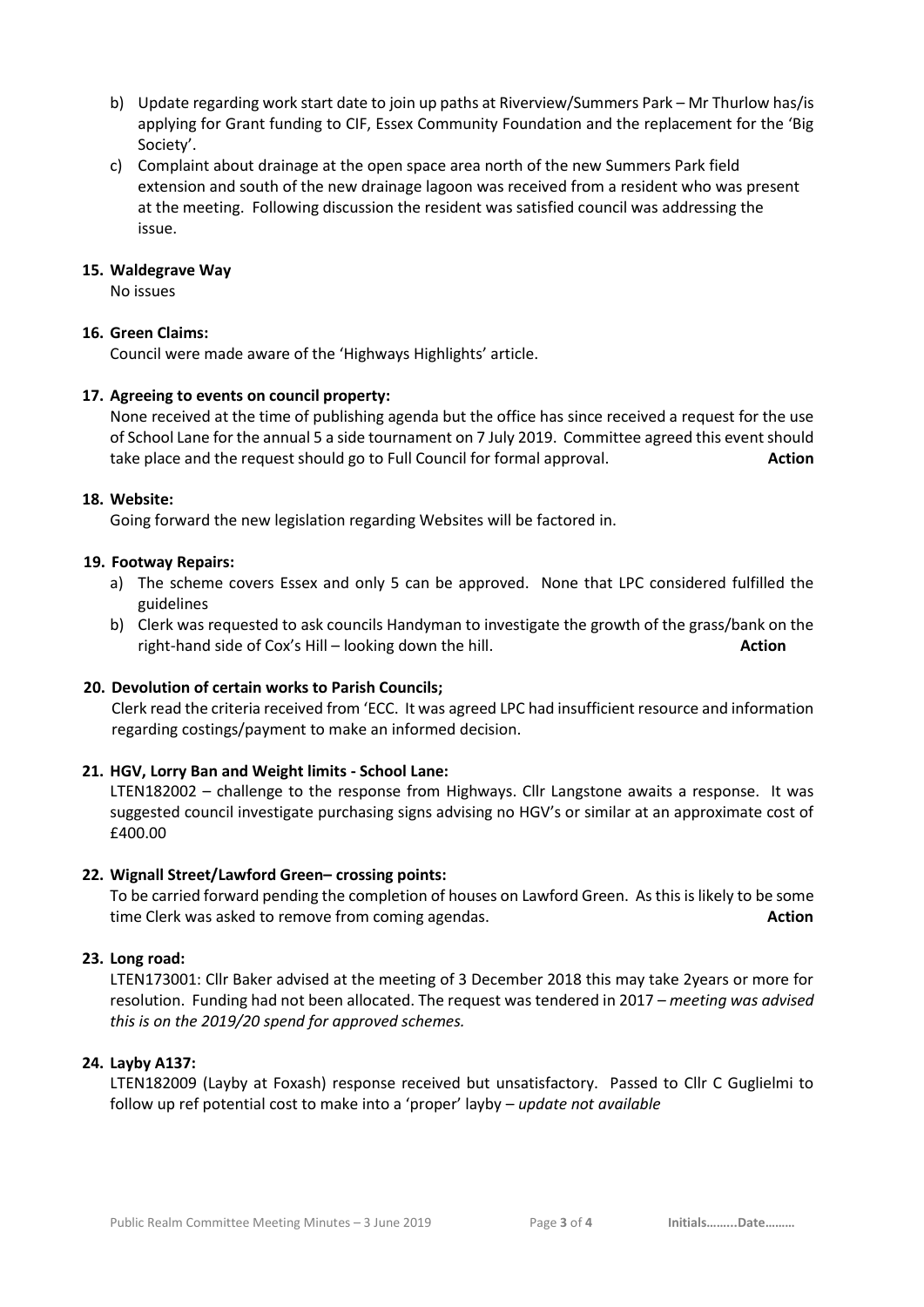b) Update regarding work start date to join up paths at Riverview/Summers Park – Mr Thurlow has/is applying for Grant funding to CIF, Essex Community Foundation and the replacement for the 'Big Society'.

c) Complaint about drainage at the open space area north of the new Summers Park field extension and south of the new drainage lagoon was received from a resident who was present at the meeting. Following discussion the resident was satisfied council was addressing the issue.

**15. Waldegrave Way**

No issues

**16. Green Claims:**

Council were made aware of the 'Highways Highlights' article.

**17. Agreeing to events on council property:**

None received at the time of publishing agenda but the office has since received a request for the use of School Lane for the annual 5 a side tournament on 7 July 2019. Committee agreed this event should take place and the request should go to Full Council for formal approval. **Action**

**18. Website:**

Going forward the new legislation regarding Websites will be factored in.

**19. Footway Repairs:**

a) The scheme covers Essex and only 5 can be approved. None that LPC considered fulfilled the guidelines

b) Clerk was requested to ask councils Handyman to investigate the growth of the grass/bank on the right-hand side of Cox's Hill – looking down the hill. **Action**

**20. Devolution of certain works to Parish Councils;**

Clerk read the criteria received from 'ECC. It was agreed LPC had insufficient resource and information regarding costings/payment to make an informed decision.

**21. HGV, Lorry Ban and Weight limits - School Lane:**

LTEN182002 – challenge to the response from Highways. Cllr Langstone awaits a response. It was suggested council investigate purchasing signs advising no HGV's or similar at an approximate cost of £400.00

**22. Wignall Street/Lawford Green– crossing points:**

To be carried forward pending the completion of houses on Lawford Green. As this is likely to be some time Clerk was asked to remove from coming agendas. **Action**

**23. Long road:**

LTEN173001: Cllr Baker advised at the meeting of 3 December 2018 this may take 2years or more for resolution. Funding had not been allocated. The request was tendered in 2017 – *meeting was advised this is on the 2019/20 spend for approved schemes.*

**24. Layby A137:**

LTEN182009 (Layby at Foxash) response received but unsatisfactory. Passed to Cllr C Guglielmi to follow up ref potential cost to make into a 'proper' layby – *update not available*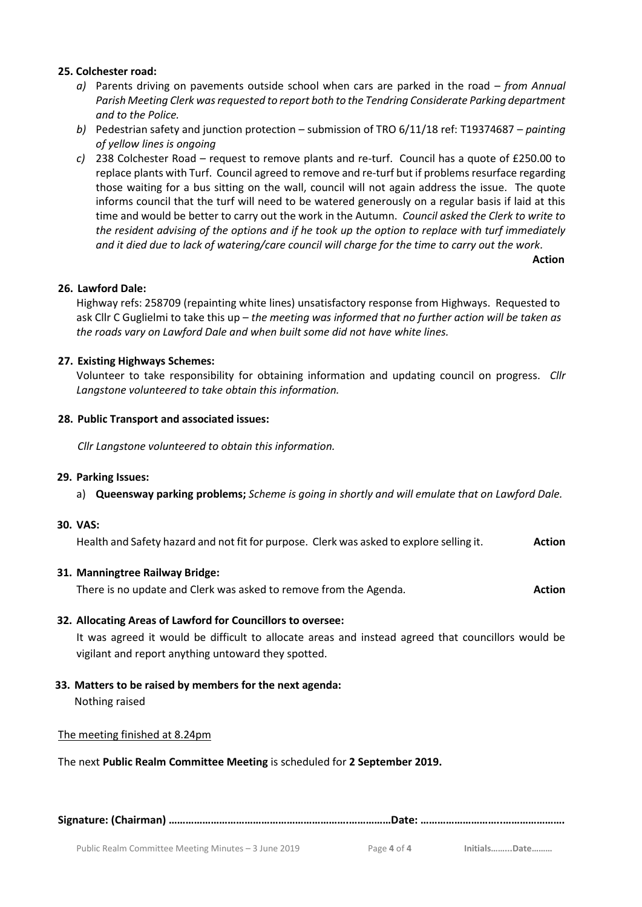**25. Colchester road:**

*a)* Parents driving on pavements outside school when cars are parked in the road – *from Annual Parish Meeting Clerk was requested to report both to the Tendring Considerate Parking department and to the Police.*

*b)* Pedestrian safety and junction protection – submission of TRO 6/11/18 ref: T19374687 – *painting of yellow lines is ongoing*

*c)* 238 Colchester Road – request to remove plants and re-turf. Council has a quote of £250.00 to replace plants with Turf. Council agreed to remove and re-turf but if problems resurface regarding those waiting for a bus sitting on the wall, council will not again address the issue. The quote informs council that the turf will need to be watered generously on a regular basis if laid at this time and would be better to carry out the work in the Autumn. *Council asked the Clerk to write to the resident advising of the options and if he took up the option to replace with turf immediately and it died due to lack of watering/care council will charge for the time to carry out the work.*

**Action**

**26. Lawford Dale:**

Highway refs: 258709 (repainting white lines) unsatisfactory response from Highways. Requested to ask Cllr C Guglielmi to take this up – *the meeting was informed that no further action will be taken as the roads vary on Lawford Dale and when built some did not have white lines.*

**27. Existing Highways Schemes:**

Volunteer to take responsibility for obtaining information and updating council on progress. *Cllr Langstone volunteered to take obtain this information.*

**28. Public Transport and associated issues:**

*Cllr Langstone volunteered to obtain this information.*

**29. Parking Issues:**

a) **Queensway parking problems;** *Scheme is going in shortly and will emulate that on Lawford Dale.*

**30. VAS:**

Health and Safety hazard and not fit for purpose. Clerk was asked to explore selling it. **Action**

**31. Manningtree Railway Bridge:**

There is no update and Clerk was asked to remove from the Agenda. **Action**

**32. Allocating Areas of Lawford for Councillors to oversee:**

It was agreed it would be difficult to allocate areas and instead agreed that councillors would be vigilant and report anything untoward they spotted.

**33. Matters to be raised by members for the next agenda:**

Nothing raised

The meeting finished at 8.24pm

The next **Public Realm Committee Meeting** is scheduled for **2 September 2019.**

**Signature: (Chairman) ……………………………………………………….…………….Date: …………………………..…………………**

Public Realm Committee Meeting Minutes – 3 June 2019 **Initials……...Date………**